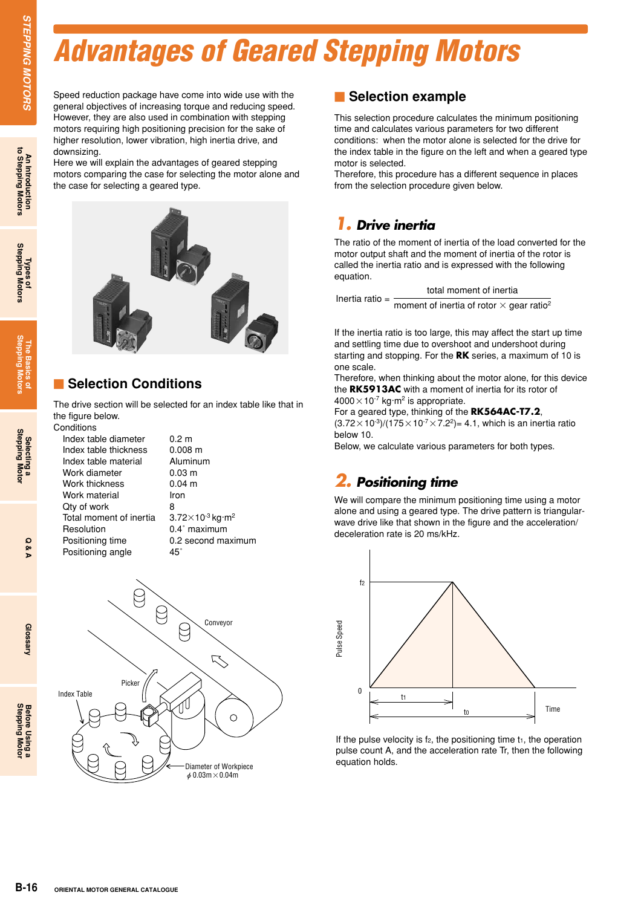# Advantages of Geared Stepping Motors

Speed reduction package have come into wide use with the general objectives of increasing torque and reducing speed. However, they are also used in combination with stepping motors requiring high positioning precision for the sake of higher resolution, lower vibration, high inertia drive, and downsizing.
Here we will explain the advantages of geared stepping motors comparing the case for selecting the motor alone and the case for selecting a geared type.

## Selection Conditions

The drive section will be selected for an index table like that in the figure below.
Conditions

| | |
|---|---|
| Index table diameter | 0.2 m |
| Index table thickness | 0.008 m |
| Index table material | Aluminum |
| Work diameter | 0.03 m |
| Work thickness | 0.04 m |
| Work material | Iron |
| Qty of work | 8 |
| Total moment of inertia | $3.72\times10^{-3}$ kg·m$^2$ |
| Resolution | 0.4° maximum |
| Positioning time | 0.2 second maximum |
| Positioning angle | 45° |

## Selection example

This selection procedure calculates the minimum positioning time and calculates various parameters for two different conditions: when the motor alone is selected for the drive for the index table in the figure on the left and when a geared type motor is selected.
Therefore, this procedure has a different sequence in places from the selection procedure given below.

### 1. Drive inertia

The ratio of the moment of inertia of the load converted for the motor output shaft and the moment of inertia of the rotor is called the inertia ratio and is expressed with the following equation.

$$\text{Inertia ratio} = \frac{\text{total moment of inertia}}{\text{moment of inertia of rotor} \times \text{gear ratio}^2}$$

If the inertia ratio is too large, this may affect the start up time and settling time due to overshoot and undershoot during starting and stopping. For the **RK** series, a maximum of 10 is one scale.
Therefore, when thinking about the motor alone, for this device the **RK5913AC** with a moment of inertia for its rotor of $4000\times10^{-7}$ kg·m$^2$ is appropriate.
For a geared type, thinking of the **RK564AC-T7.2**, $(3.72\times10^{-3})/(175\times10^{-7}\times7.2^2)= 4.1$, which is an inertia ratio below 10.
Below, we calculate various parameters for both types.

### 2. Positioning time

We will compare the minimum positioning time using a motor alone and using a geared type. The drive pattern is triangular-wave drive like that shown in the figure and the acceleration/deceleration rate is 20 ms/kHz.

If the pulse velocity is $f_2$, the positioning time $t_1$, the operation pulse count A, and the acceleration rate Tr, then the following equation holds.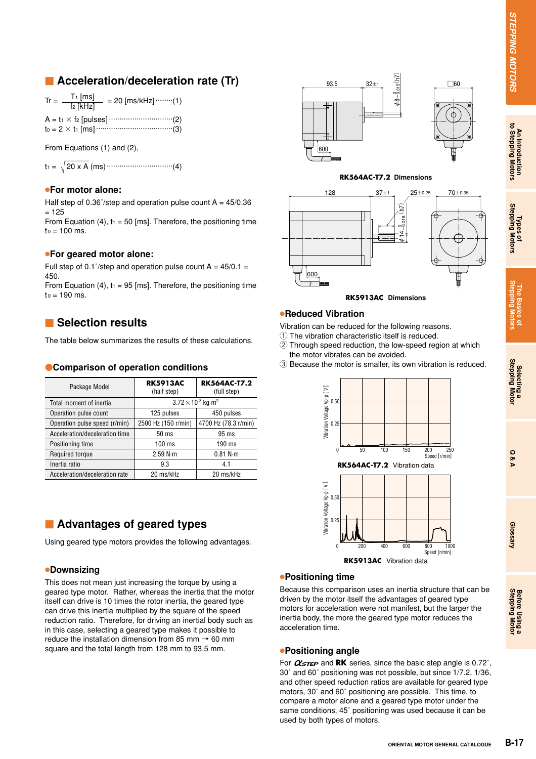## Acceleration/deceleration rate (Tr)

$$Tr = \frac{T_1 \text{ [ms]}}{f_2 \text{ [kHz]}} = 20 \text{ [ms/kHz]} \cdots\cdots(1)$$

$A = t_1 \times f_2$ [pulses] ·····························(2)

$t_0 = 2 \times t_1$ [ms] ··································(3)

From Equations (1) and (2),

$t_1 = \sqrt{20 \times A}$ (ms) ·····························(4)

### ●For motor alone:

Half step of 0.36˚/step and operation pulse count A = 45/0.36 = 125

From Equation (4), $t_1$ = 50 [ms]. Therefore, the positioning time $t_0$ = 100 ms.

### ●For geared motor alone:

Full step of 0.1˚/step and operation pulse count A = 45/0.1 = 450.

From Equation (4), $t_1$ = 95 [ms]. Therefore, the positioning time $t_0$ = 190 ms.

## Selection results

The table below summarizes the results of these calculations.

### ●Comparison of operation conditions

| Package Model | RK5913AC (half step) | RK564AC-T7.2 (full step) |
|---|---|---|
| Total moment of inertia | $3.72 \times 10^{-3}$ kg·m² | |
| Operation pulse count | 125 pulses | 450 pulses |
| Operation pulse speed (r/min) | 2500 Hz (150 r/min) | 4700 Hz (78.3 r/min) |
| Acceleration/deceleration time | 50 ms | 95 ms |
| Positioning time | 100 ms | 190 ms |
| Required torque | 2.59 N·m | 0.81 N·m |
| Inertia ratio | 9.3 | 4.1 |
| Acceleration/deceleration rate | 20 ms/kHz | 20 ms/kHz |

## Advantages of geared types

Using geared type motors provides the following advantages.

### ●Downsizing

This does not mean just increasing the torque by using a geared type motor. Rather, whereas the inertia that the motor itself can drive is 10 times the rotor inertia, the geared type can drive this inertia multiplied by the square of the speed reduction ratio. Therefore, for driving an inertial body such as in this case, selecting a geared type makes it possible to reduce the installation dimension from 85 mm → 60 mm square and the total length from 128 mm to 93.5 mm.

**RK564AC-T7.2** Dimensions

**RK5913AC** Dimensions

### ●Reduced Vibration

Vibration can be reduced for the following reasons.

① The vibration characteristic itself is reduced.

② Through speed reduction, the low-speed region at which the motor vibrates can be avoided.

③ Because the motor is smaller, its own vibration is reduced.

**RK564AC-T7.2** Vibration data

**RK5913AC** Vibration data

### ●Positioning time

Because this comparison uses an inertia structure that can be driven by the motor itself the advantages of geared type motors for acceleration were not manifest, but the larger the inertia body, the more the geared type motor reduces the acceleration time.

### ●Positioning angle

For *αSTEP* and **RK** series, since the basic step angle is 0.72˚, 30˚ and 60˚ positioning was not possible, but since 1/7.2, 1/36, and other speed reduction ratios are available for geared type motors, 30˚ and 60˚ positioning are possible. This time, to compare a motor alone and a geared type motor under the same conditions, 45˚ positioning was used because it can be used by both types of motors.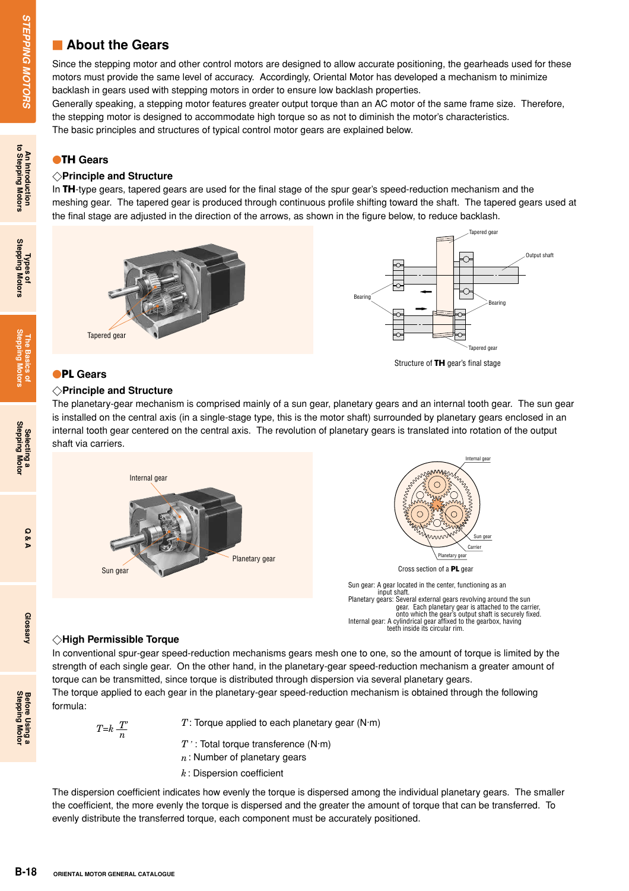## About the Gears

Since the stepping motor and other control motors are designed to allow accurate positioning, the gearheads used for these motors must provide the same level of accuracy. Accordingly, Oriental Motor has developed a mechanism to minimize backlash in gears used with stepping motors in order to ensure low backlash properties.
Generally speaking, a stepping motor features greater output torque than an AC motor of the same frame size. Therefore, the stepping motor is designed to accommodate high torque so as not to diminish the motor's characteristics.
The basic principles and structures of typical control motor gears are explained below.

### ●TH Gears

#### ◇Principle and Structure

In **TH**-type gears, tapered gears are used for the final stage of the spur gear's speed-reduction mechanism and the meshing gear. The tapered gear is produced through continuous profile shifting toward the shaft. The tapered gears used at the final stage are adjusted in the direction of the arrows, as shown in the figure below, to reduce backlash.

Tapered gear

Tapered gear
Output shaft
Bearing
Bearing
Tapered gear

Structure of **TH** gear's final stage

### ●PL Gears

#### ◇Principle and Structure

The planetary-gear mechanism is comprised mainly of a sun gear, planetary gears and an internal tooth gear. The sun gear is installed on the central axis (in a single-stage type, this is the motor shaft) surrounded by planetary gears enclosed in an internal tooth gear centered on the central axis. The revolution of planetary gears is translated into rotation of the output shaft via carriers.

Internal gear
Sun gear
Planetary gear

Internal gear
Sun gear
Carrier
Planetary gear

Cross section of a **PL** gear

Sun gear: A gear located in the center, functioning as an input shaft.
Planetary gears: Several external gears revolving around the sun gear. Each planetary gear is attached to the carrier, onto which the gear's output shaft is securely fixed.
Internal gear: A cylindrical gear affixed to the gearbox, having teeth inside its circular rim.

#### ◇High Permissible Torque

In conventional spur-gear speed-reduction mechanisms gears mesh one to one, so the amount of torque is limited by the strength of each single gear. On the other hand, in the planetary-gear speed-reduction mechanism a greater amount of torque can be transmitted, since torque is distributed through dispersion via several planetary gears.
The torque applied to each gear in the planetary-gear speed-reduction mechanism is obtained through the following formula:

$$T = k\frac{T'}{n}$$

$T$ : Torque applied to each planetary gear (N·m)

$T'$ : Total torque transference (N·m)

$n$ : Number of planetary gears

$k$ : Dispersion coefficient

The dispersion coefficient indicates how evenly the torque is dispersed among the individual planetary gears. The smaller the coefficient, the more evenly the torque is dispersed and the greater the amount of torque that can be transferred. To evenly distribute the transferred torque, each component must be accurately positioned.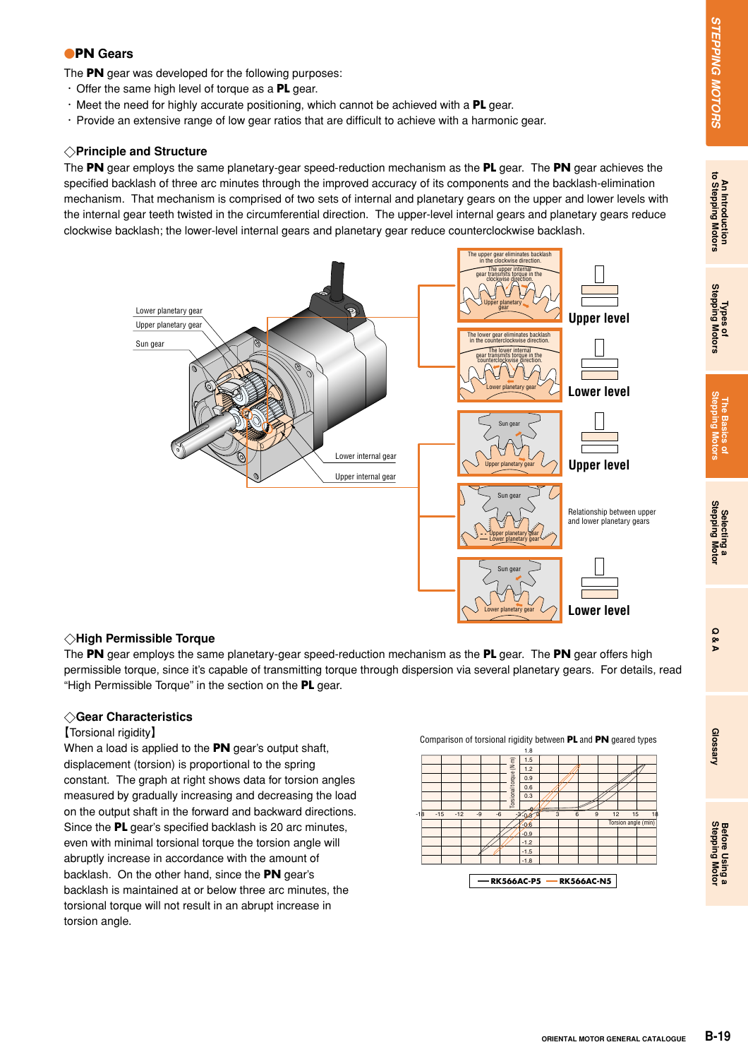## ●PN Gears

The **PN** gear was developed for the following purposes:

- Offer the same high level of torque as a **PL** gear.
- Meet the need for highly accurate positioning, which cannot be achieved with a **PL** gear.
- Provide an extensive range of low gear ratios that are difficult to achieve with a harmonic gear.

### ◇Principle and Structure

The **PN** gear employs the same planetary-gear speed-reduction mechanism as the **PL** gear. The **PN** gear achieves the specified backlash of three arc minutes through the improved accuracy of its components and the backlash-elimination mechanism. That mechanism is comprised of two sets of internal and planetary gears on the upper and lower levels with the internal gear teeth twisted in the circumferential direction. The upper-level internal gears and planetary gears reduce clockwise backlash; the lower-level internal gears and planetary gear reduce counterclockwise backlash.

Lower planetary gear
Upper planetary gear
Sun gear
Lower internal gear
Upper internal gear

The upper gear eliminates backlash in the clockwise direction. The upper internal gear transmits torque in the clockwise direction. Upper planetary gear — Upper level

The lower gear eliminates backlash in the counterclockwise direction. The lower internal gear transmits torque in the counterclockwise direction. Lower planetary gear — Lower level

Sun gear / Upper planetary gear — Upper level

Sun gear / Upper planetary gear / Lower planetary gear — Relationship between upper and lower planetary gears

Sun gear / Lower planetary gear — Lower level

### ◇High Permissible Torque

The **PN** gear employs the same planetary-gear speed-reduction mechanism as the **PL** gear. The **PN** gear offers high permissible torque, since it's capable of transmitting torque through dispersion via several planetary gears. For details, read "High Permissible Torque" in the section on the **PL** gear.

### ◇Gear Characteristics

【Torsional rigidity】

When a load is applied to the **PN** gear's output shaft, displacement (torsion) is proportional to the spring constant. The graph at right shows data for torsion angles measured by gradually increasing and decreasing the load on the output shaft in the forward and backward directions. Since the **PL** gear's specified backlash is 20 arc minutes, even with minimal torsional torque the torsion angle will abruptly increase in accordance with the amount of backlash. On the other hand, since the **PN** gear's backlash is maintained at or below three arc minutes, the torsional torque will not result in an abrupt increase in torsion angle.

Comparison of torsional rigidity between **PL** and **PN** geared types

(Graph: Torsional torque (N·m) from −1.8 to 1.8 vs. Torsion angle (min) from −18 to 18; legend: RK566AC-P5, RK566AC-N5)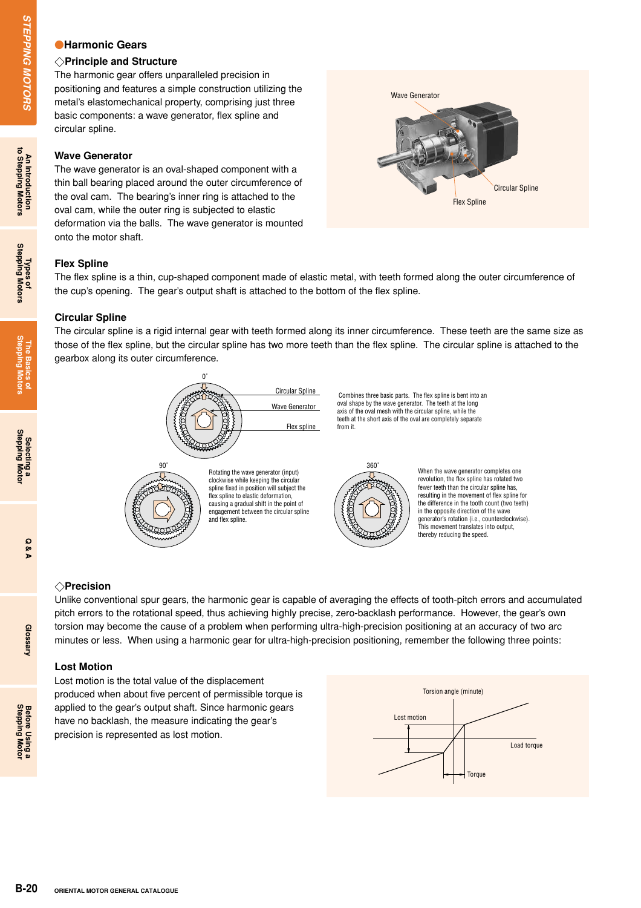## Harmonic Gears

### ◇Principle and Structure

The harmonic gear offers unparalleled precision in positioning and features a simple construction utilizing the metal's elastomechanical property, comprising just three basic components: a wave generator, flex spline and circular spline.

#### Wave Generator

The wave generator is an oval-shaped component with a thin ball bearing placed around the outer circumference of the oval cam. The bearing's inner ring is attached to the oval cam, while the outer ring is subjected to elastic deformation via the balls. The wave generator is mounted onto the motor shaft.

Wave Generator

Circular Spline

Flex Spline

#### Flex Spline

The flex spline is a thin, cup-shaped component made of elastic metal, with teeth formed along the outer circumference of the cup's opening. The gear's output shaft is attached to the bottom of the flex spline.

#### Circular Spline

The circular spline is a rigid internal gear with teeth formed along its inner circumference. These teeth are the same size as those of the flex spline, but the circular spline has two more teeth than the flex spline. The circular spline is attached to the gearbox along its outer circumference.

0˚

Circular Spline

Wave Generator

Flex spline

Combines three basic parts. The flex spline is bent into an oval shape by the wave generator. The teeth at the long axis of the oval mesh with the circular spline, while the teeth at the short axis of the oval are completely separate from it.

90˚

Rotating the wave generator (input) clockwise while keeping the circular spline fixed in position will subject the flex spline to elastic deformation, causing a gradual shift in the point of engagement between the circular spline and flex spline.

360˚

When the wave generator completes one revolution, the flex spline has rotated two fewer teeth than the circular spline has, resulting in the movement of flex spline for the difference in the tooth count (two teeth) in the opposite direction of the wave generator's rotation (i.e., counterclockwise). This movement translates into output, thereby reducing the speed.

### ◇Precision

Unlike conventional spur gears, the harmonic gear is capable of averaging the effects of tooth-pitch errors and accumulated pitch errors to the rotational speed, thus achieving highly precise, zero-backlash performance. However, the gear's own torsion may become the cause of a problem when performing ultra-high-precision positioning at an accuracy of two arc minutes or less. When using a harmonic gear for ultra-high-precision positioning, remember the following three points:

#### Lost Motion

Lost motion is the total value of the displacement produced when about five percent of permissible torque is applied to the gear's output shaft. Since harmonic gears have no backlash, the measure indicating the gear's precision is represented as lost motion.

Torsion angle (minute)

Lost motion

Load torque

Torque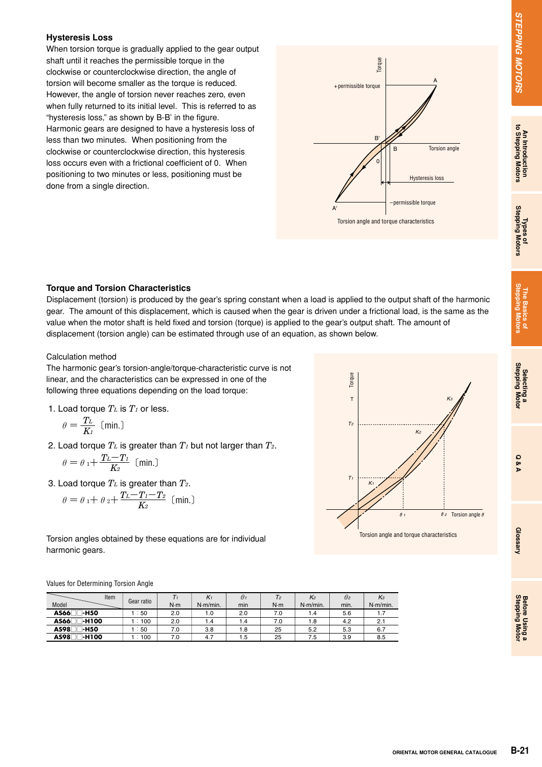### Hysteresis Loss

When torsion torque is gradually applied to the gear output shaft until it reaches the permissible torque in the clockwise or counterclockwise direction, the angle of torsion will become smaller as the torque is reduced. However, the angle of torsion never reaches zero, even when fully returned to its initial level. This is referred to as "hysteresis loss," as shown by B-B' in the figure. Harmonic gears are designed to have a hysteresis loss of less than two minutes. When positioning from the clockwise or counterclockwise direction, this hysteresis loss occurs even with a frictional coefficient of 0. When positioning to two minutes or less, positioning must be done from a single direction.

Torsion angle and torque characteristics

### Torque and Torsion Characteristics

Displacement (torsion) is produced by the gear's spring constant when a load is applied to the output shaft of the harmonic gear. The amount of this displacement, which is caused when the gear is driven under a frictional load, is the same as the value when the motor shaft is held fixed and torsion (torque) is applied to the gear's output shaft. The amount of displacement (torsion angle) can be estimated through use of an equation, as shown below.

Calculation method

The harmonic gear's torsion-angle/torque-characteristic curve is not linear, and the characteristics can be expressed in one of the following three equations depending on the load torque:

1. Load torque $T_L$ is $T_1$ or less.

$$\theta = \frac{T_L}{K_1} \text{〔min.〕}$$

2. Load torque $T_L$ is greater than $T_1$ but not larger than $T_2$.

$$\theta = \theta_1 + \frac{T_L - T_1}{K_2} \text{〔min.〕}$$

3. Load torque $T_L$ is greater than $T_2$.

$$\theta = \theta_1 + \theta_2 + \frac{T_L - T_1 - T_2}{K_2} \text{〔min.〕}$$

Torsion angles obtained by these equations are for individual harmonic gears.

Torsion angle and torque characteristics

Values for Determining Torsion Angle

| Model \ Item | Gear ratio | $T_1$ N·m | $K_1$ N·m/min. | $\theta_1$ min | $T_2$ N·m | $K_2$ N·m/min. | $\theta_2$ min. | $K_3$ N·m/min. |
|---|---|---|---|---|---|---|---|---|
| **AS66□□-H50** | 1 : 50 | 2.0 | 1.0 | 2.0 | 7.0 | 1.4 | 5.6 | 1.7 |
| **AS66□□-H100** | 1 : 100 | 2.0 | 1.4 | 1.4 | 7.0 | 1.8 | 4.2 | 2.1 |
| **AS98□□-H50** | 1 : 50 | 7.0 | 3.8 | 1.8 | 25 | 5.2 | 5.3 | 6.7 |
| **AS98□□-H100** | 1 : 100 | 7.0 | 4.7 | 1.5 | 25 | 7.5 | 3.9 | 8.5 |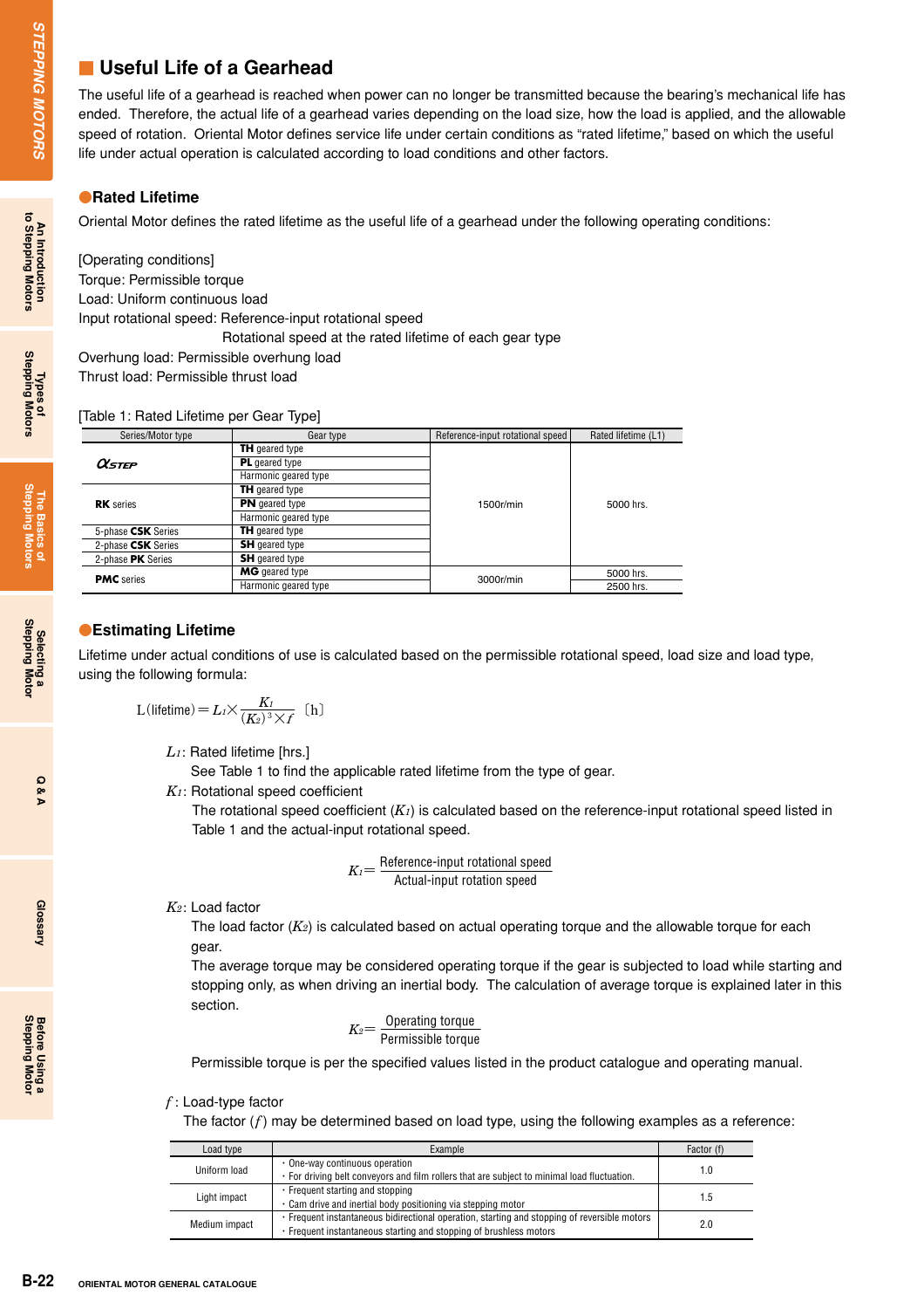## Useful Life of a Gearhead

The useful life of a gearhead is reached when power can no longer be transmitted because the bearing's mechanical life has ended. Therefore, the actual life of a gearhead varies depending on the load size, how the load is applied, and the allowable speed of rotation. Oriental Motor defines service life under certain conditions as "rated lifetime," based on which the useful life under actual operation is calculated according to load conditions and other factors.

### ●Rated Lifetime

Oriental Motor defines the rated lifetime as the useful life of a gearhead under the following operating conditions:

[Operating conditions]
Torque: Permissible torque
Load: Uniform continuous load
Input rotational speed: Reference-input rotational speed
Rotational speed at the rated lifetime of each gear type
Overhung load: Permissible overhung load
Thrust load: Permissible thrust load

[Table 1: Rated Lifetime per Gear Type]

| Series/Motor type | Gear type | Reference-input rotational speed | Rated lifetime (L1) |
|---|---|---|---|
| αSTEP | **TH** geared type | 1500r/min | 5000 hrs. |
| | **PL** geared type | | |
| | Harmonic geared type | | |
| **RK** series | **TH** geared type | | |
| | **PN** geared type | | |
| | Harmonic geared type | | |
| 5-phase **CSK** Series | **TH** geared type | | |
| 2-phase **CSK** Series | **SH** geared type | | |
| 2-phase **PK** Series | **SH** geared type | | |
| **PMC** series | **MG** geared type | 3000r/min | 5000 hrs. |
| | Harmonic geared type | | 2500 hrs. |

### ●Estimating Lifetime

Lifetime under actual conditions of use is calculated based on the permissible rotational speed, load size and load type, using the following formula:

$$L\text{(lifetime)} = L_1 \times \frac{K_1}{(K_2)^3 \times f} \text{ [h]}$$

$L_1$: Rated lifetime [hrs.]
See Table 1 to find the applicable rated lifetime from the type of gear.

$K_1$: Rotational speed coefficient
The rotational speed coefficient ($K_1$) is calculated based on the reference-input rotational speed listed in Table 1 and the actual-input rotational speed.

$$K_1 = \frac{\text{Reference-input rotational speed}}{\text{Actual-input rotation speed}}$$

$K_2$: Load factor
The load factor ($K_2$) is calculated based on actual operating torque and the allowable torque for each gear.
The average torque may be considered operating torque if the gear is subjected to load while starting and stopping only, as when driving an inertial body. The calculation of average torque is explained later in this section.

$$K_2 = \frac{\text{Operating torque}}{\text{Permissible torque}}$$

Permissible torque is per the specified values listed in the product catalogue and operating manual.

$f$: Load-type factor
The factor ($f$) may be determined based on load type, using the following examples as a reference:

| Load type | Example | Factor (f) |
|---|---|---|
| Uniform load | ・One-way continuous operation<br>・For driving belt conveyors and film rollers that are subject to minimal load fluctuation. | 1.0 |
| Light impact | ・Frequent starting and stopping<br>・Cam drive and inertial body positioning via stepping motor | 1.5 |
| Medium impact | ・Frequent instantaneous bidirectional operation, starting and stopping of reversible motors<br>・Frequent instantaneous starting and stopping of brushless motors | 2.0 |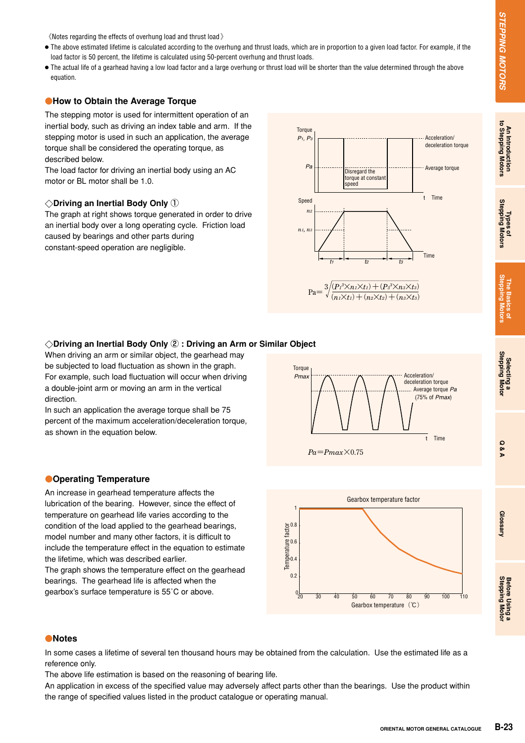《Notes regarding the effects of overhung load and thrust load》

- The above estimated lifetime is calculated according to the overhung and thrust loads, which are in proportion to a given load factor. For example, if the load factor is 50 percent, the lifetime is calculated using 50-percent overhung and thrust loads.
- The actual life of a gearhead having a low load factor and a large overhung or thrust load will be shorter than the value determined through the above equation.

## ●How to Obtain the Average Torque

The stepping motor is used for intermittent operation of an inertial body, such as driving an index table and arm. If the stepping motor is used in such an application, the average torque shall be considered the operating torque, as described below.
The load factor for driving an inertial body using an AC motor or BL motor shall be 1.0.

### ◇Driving an Inertial Body Only ①

The graph at right shows torque generated in order to drive an inertial body over a long operating cycle. Friction load caused by bearings and other parts during constant-speed operation are negligible.

Torque
$P_1$, $P_3$
$Pa$
Acceleration/ deceleration torque
Average torque
Disregard the torque at constant speed
t Time
Speed
$n_2$
$n_1$, $n_3$
Time
$t_1$ $t_2$ $t_3$

$$Pa = \sqrt[3]{\frac{(P_1{}^3 \times n_1 \times t_1) + (P_3{}^3 \times n_3 \times t_3)}{(n_1 \times t_1) + (n_2 \times t_2) + (n_3 \times t_3)}}$$

### ◇Driving an Inertial Body Only ② : Driving an Arm or Similar Object

When driving an arm or similar object, the gearhead may be subjected to load fluctuation as shown in the graph. For example, such load fluctuation will occur when driving a double-joint arm or moving an arm in the vertical direction.
In such an application the average torque shall be 75 percent of the maximum acceleration/deceleration torque, as shown in the equation below.

Torque
$Pmax$
Acceleration/ deceleration torque
Average torque $Pa$ (75% of $Pmax$)
t Time

$$Pa = Pmax \times 0.75$$

## ●Operating Temperature

An increase in gearhead temperature affects the lubrication of the bearing. However, since the effect of temperature on gearhead life varies according to the condition of the load applied to the gearhead bearings, model number and many other factors, it is difficult to include the temperature effect in the equation to estimate the lifetime, which was described earlier.
The graph shows the temperature effect on the gearhead bearings. The gearhead life is affected when the gearbox's surface temperature is 55˚C or above.

Gearbox temperature factor
Temperature factor
0
0.2
0.4
0.6
0.8
1
20 30 40 50 60 70 80 90 100 110
Gearbox temperature (˚C)

## ●Notes

In some cases a lifetime of several ten thousand hours may be obtained from the calculation. Use the estimated life as a reference only.
The above life estimation is based on the reasoning of bearing life.
An application in excess of the specified value may adversely affect parts other than the bearings. Use the product within the range of specified values listed in the product catalogue or operating manual.